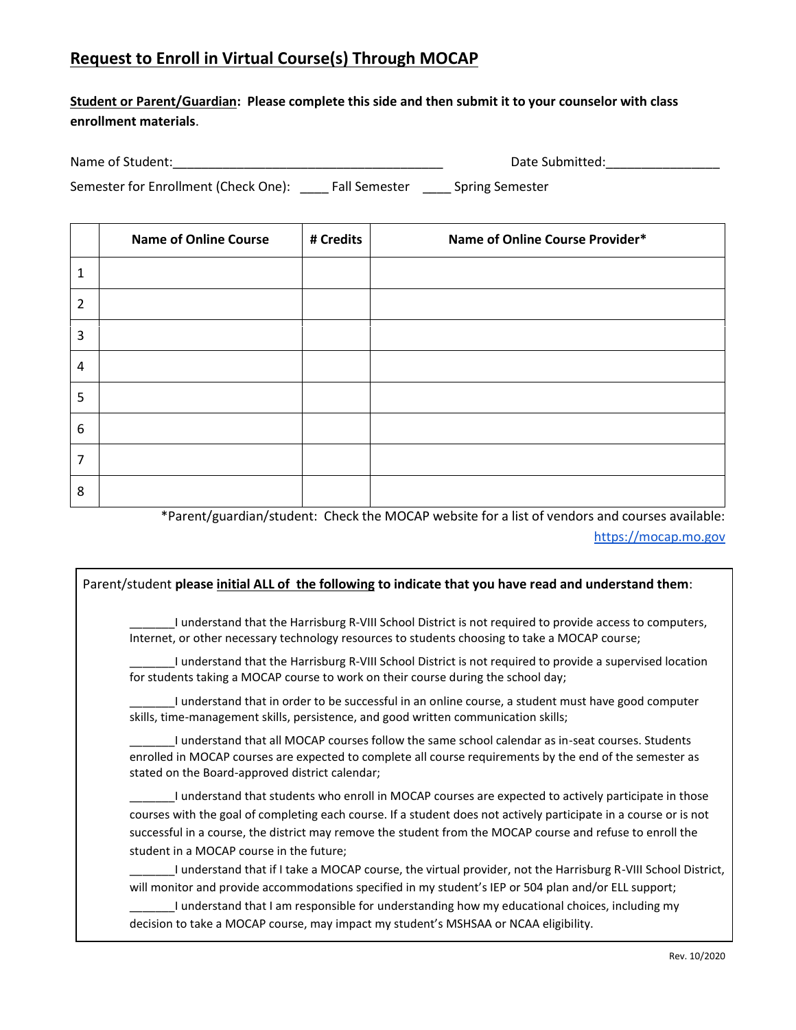# Request to Enroll in Virtual Course(s) Through MOCAP

**Student or Parent/Guardian: Please complete this side and then submit it to your counselor with class enrollment materials**.

Name of Student:_____________________________________ Date Submitted:_______________

Semester for Enrollment (Check One): ____ Fall Semester ____ Spring Semester

| | Name of Online Course | # Credits | Name of Online Course Provider* |
|---|---|---|---|
| 1 | | | |
| 2 | | | |
| 3 | | | |
| 4 | | | |
| 5 | | | |
| 6 | | | |
| 7 | | | |
| 8 | | | |

*Parent/guardian/student: Check the MOCAP website for a list of vendors and courses available: https://mocap.mo.gov

Parent/student **please initial ALL of the following to indicate that you have read and understand them**:

_______I understand that the Harrisburg R-VIII School District is not required to provide access to computers, Internet, or other necessary technology resources to students choosing to take a MOCAP course;

_______I understand that the Harrisburg R-VIII School District is not required to provide a supervised location for students taking a MOCAP course to work on their course during the school day;

_______I understand that in order to be successful in an online course, a student must have good computer skills, time-management skills, persistence, and good written communication skills;

_______I understand that all MOCAP courses follow the same school calendar as in-seat courses. Students enrolled in MOCAP courses are expected to complete all course requirements by the end of the semester as stated on the Board-approved district calendar;

_______I understand that students who enroll in MOCAP courses are expected to actively participate in those courses with the goal of completing each course. If a student does not actively participate in a course or is not successful in a course, the district may remove the student from the MOCAP course and refuse to enroll the student in a MOCAP course in the future;

_______I understand that if I take a MOCAP course, the virtual provider, not the Harrisburg R-VIII School District, will monitor and provide accommodations specified in my student's IEP or 504 plan and/or ELL support;

_______I understand that I am responsible for understanding how my educational choices, including my decision to take a MOCAP course, may impact my student's MSHSAA or NCAA eligibility.

Rev. 10/2020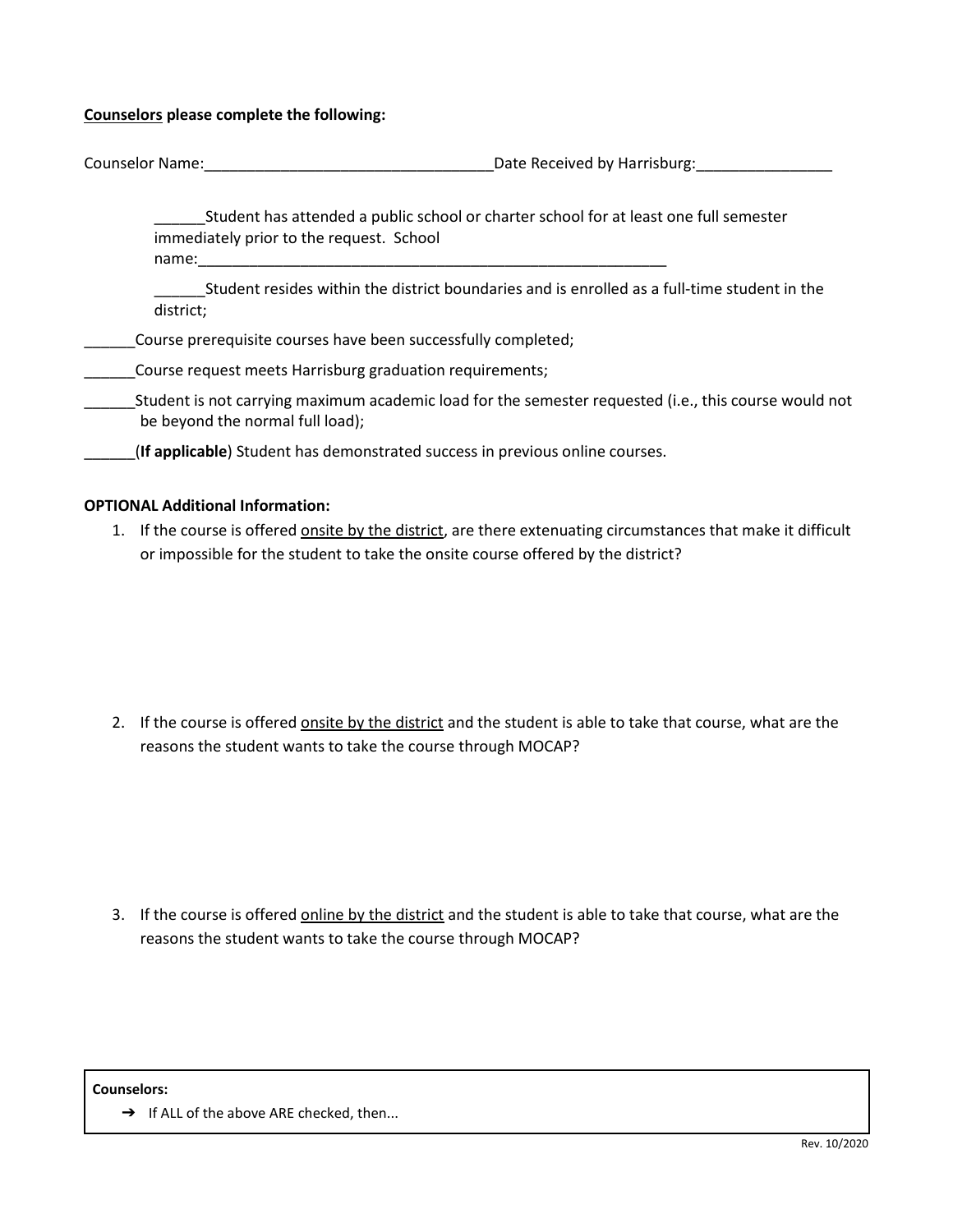**<u>Counselors</u> please complete the following:**

Counselor Name:___________________________________Date Received by Harrisburg:________________

______Student has attended a public school or charter school for at least one full semester immediately prior to the request. School name:_________________________________________________________

______Student resides within the district boundaries and is enrolled as a full-time student in the district;

______Course prerequisite courses have been successfully completed;

______Course request meets Harrisburg graduation requirements;

______Student is not carrying maximum academic load for the semester requested (i.e., this course would not be beyond the normal full load);

______(**If applicable**) Student has demonstrated success in previous online courses.

**OPTIONAL Additional Information:**

1. If the course is offered <u>onsite by the district</u>, are there extenuating circumstances that make it difficult or impossible for the student to take the onsite course offered by the district?

2. If the course is offered <u>onsite by the district</u> and the student is able to take that course, what are the reasons the student wants to take the course through MOCAP?

3. If the course is offered <u>online by the district</u> and the student is able to take that course, what are the reasons the student wants to take the course through MOCAP?

**Counselors:**

➔ If ALL of the above ARE checked, then...

Rev. 10/2020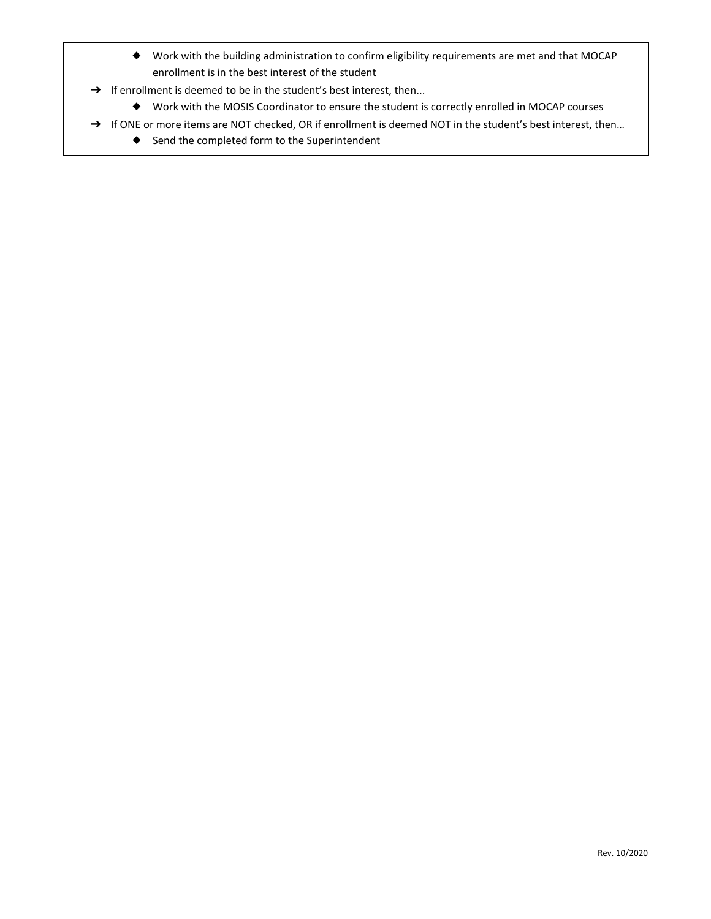- Work with the building administration to confirm eligibility requirements are met and that MOCAP enrollment is in the best interest of the student
- If enrollment is deemed to be in the student's best interest, then...
    - Work with the MOSIS Coordinator to ensure the student is correctly enrolled in MOCAP courses
- If ONE or more items are NOT checked, OR if enrollment is deemed NOT in the student's best interest, then…
    - Send the completed form to the Superintendent

Rev. 10/2020